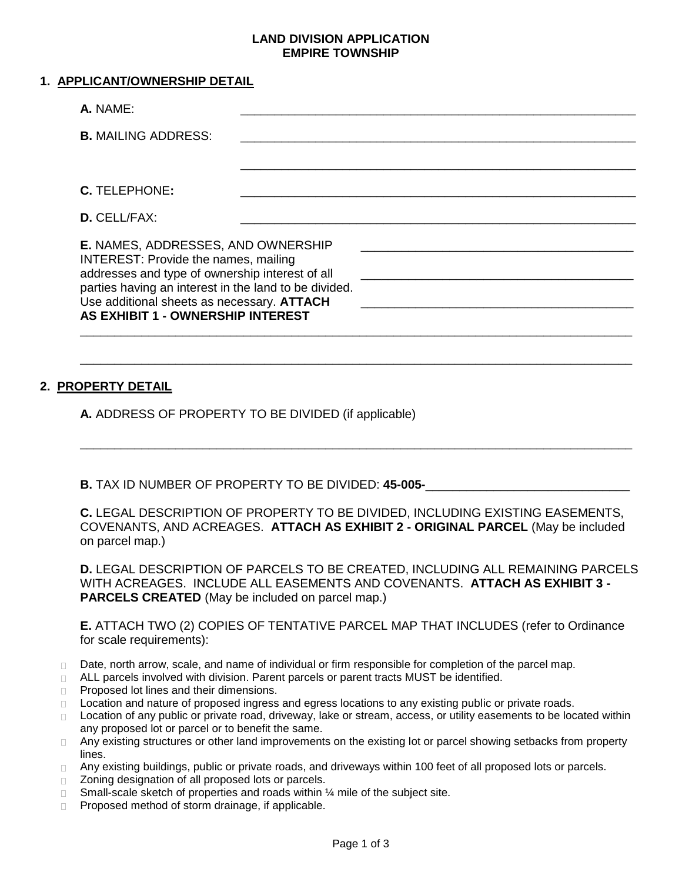# LAND DIVISION APPLICATION
# EMPIRE TOWNSHIP

## 1. APPLICANT/OWNERSHIP DETAIL

**A.** NAME: ____________________________________________

**B.** MAILING ADDRESS: ____________________________________________

____________________________________________

**C.** TELEPHONE**:** ____________________________________________

**D.** CELL/FAX: ____________________________________________

**E.** NAMES, ADDRESSES, AND OWNERSHIP INTEREST: Provide the names, mailing addresses and type of ownership interest of all parties having an interest in the land to be divided. Use additional sheets as necessary. **ATTACH AS EXHIBIT 1 - OWNERSHIP INTEREST**

____________________________________________

____________________________________________

____________________________________________

____________________________________________

____________________________________________

## 2. PROPERTY DETAIL

**A.** ADDRESS OF PROPERTY TO BE DIVIDED (if applicable)

____________________________________________

**B.** TAX ID NUMBER OF PROPERTY TO BE DIVIDED: **45-005-**______________________________

**C.** LEGAL DESCRIPTION OF PROPERTY TO BE DIVIDED, INCLUDING EXISTING EASEMENTS, COVENANTS, AND ACREAGES. **ATTACH AS EXHIBIT 2 - ORIGINAL PARCEL** (May be included on parcel map.)

**D.** LEGAL DESCRIPTION OF PARCELS TO BE CREATED, INCLUDING ALL REMAINING PARCELS WITH ACREAGES. INCLUDE ALL EASEMENTS AND COVENANTS. **ATTACH AS EXHIBIT 3 - PARCELS CREATED** (May be included on parcel map.)

**E.** ATTACH TWO (2) COPIES OF TENTATIVE PARCEL MAP THAT INCLUDES (refer to Ordinance for scale requirements):

- ☐ Date, north arrow, scale, and name of individual or firm responsible for completion of the parcel map.
- ☐ ALL parcels involved with division. Parent parcels or parent tracts MUST be identified.
- ☐ Proposed lot lines and their dimensions.
- ☐ Location and nature of proposed ingress and egress locations to any existing public or private roads.
- ☐ Location of any public or private road, driveway, lake or stream, access, or utility easements to be located within any proposed lot or parcel or to benefit the same.
- ☐ Any existing structures or other land improvements on the existing lot or parcel showing setbacks from property lines.
- ☐ Any existing buildings, public or private roads, and driveways within 100 feet of all proposed lots or parcels.
- ☐ Zoning designation of all proposed lots or parcels.
- ☐ Small-scale sketch of properties and roads within ¼ mile of the subject site.
- ☐ Proposed method of storm drainage, if applicable.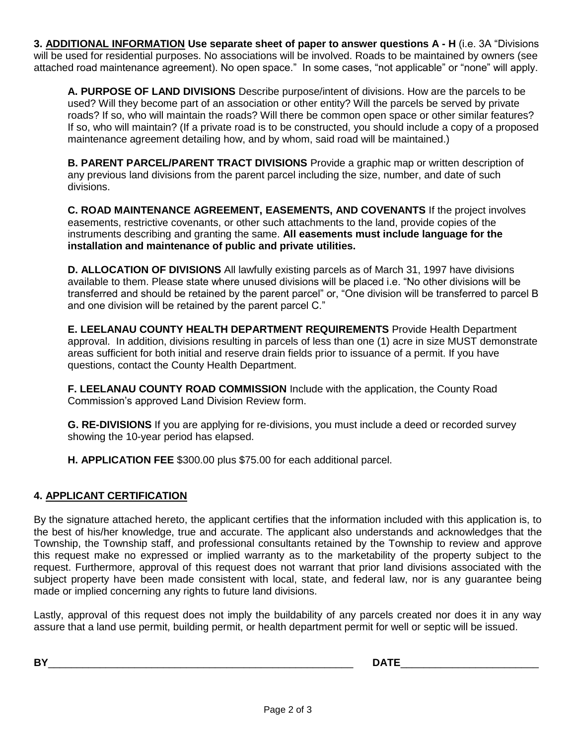**3. <u>ADDITIONAL INFORMATION</u> Use separate sheet of paper to answer questions A - H** (i.e. 3A "Divisions will be used for residential purposes. No associations will be involved. Roads to be maintained by owners (see attached road maintenance agreement). No open space." In some cases, "not applicable" or "none" will apply.

**A. PURPOSE OF LAND DIVISIONS** Describe purpose/intent of divisions. How are the parcels to be used? Will they become part of an association or other entity? Will the parcels be served by private roads? If so, who will maintain the roads? Will there be common open space or other similar features? If so, who will maintain? (If a private road is to be constructed, you should include a copy of a proposed maintenance agreement detailing how, and by whom, said road will be maintained.)

**B. PARENT PARCEL/PARENT TRACT DIVISIONS** Provide a graphic map or written description of any previous land divisions from the parent parcel including the size, number, and date of such divisions.

**C. ROAD MAINTENANCE AGREEMENT, EASEMENTS, AND COVENANTS** If the project involves easements, restrictive covenants, or other such attachments to the land, provide copies of the instruments describing and granting the same. **All easements must include language for the installation and maintenance of public and private utilities.**

**D. ALLOCATION OF DIVISIONS** All lawfully existing parcels as of March 31, 1997 have divisions available to them. Please state where unused divisions will be placed i.e. "No other divisions will be transferred and should be retained by the parent parcel" or, "One division will be transferred to parcel B and one division will be retained by the parent parcel C."

**E. LEELANAU COUNTY HEALTH DEPARTMENT REQUIREMENTS** Provide Health Department approval. In addition, divisions resulting in parcels of less than one (1) acre in size MUST demonstrate areas sufficient for both initial and reserve drain fields prior to issuance of a permit. If you have questions, contact the County Health Department.

**F. LEELANAU COUNTY ROAD COMMISSION** Include with the application, the County Road Commission's approved Land Division Review form.

**G. RE-DIVISIONS** If you are applying for re-divisions, you must include a deed or recorded survey showing the 10-year period has elapsed.

**H. APPLICATION FEE** $300.00 plus $75.00 for each additional parcel.

**4. <u>APPLICANT CERTIFICATION</u>**

By the signature attached hereto, the applicant certifies that the information included with this application is, to the best of his/her knowledge, true and accurate. The applicant also understands and acknowledges that the Township, the Township staff, and professional consultants retained by the Township to review and approve this request make no expressed or implied warranty as to the marketability of the property subject to the request. Furthermore, approval of this request does not warrant that prior land divisions associated with the subject property have been made consistent with local, state, and federal law, nor is any guarantee being made or implied concerning any rights to future land divisions.

Lastly, approval of this request does not imply the buildability of any parcels created nor does it in any way assure that a land use permit, building permit, or health department permit for well or septic will be issued.

**BY**_______________________________________________________ **DATE**________________________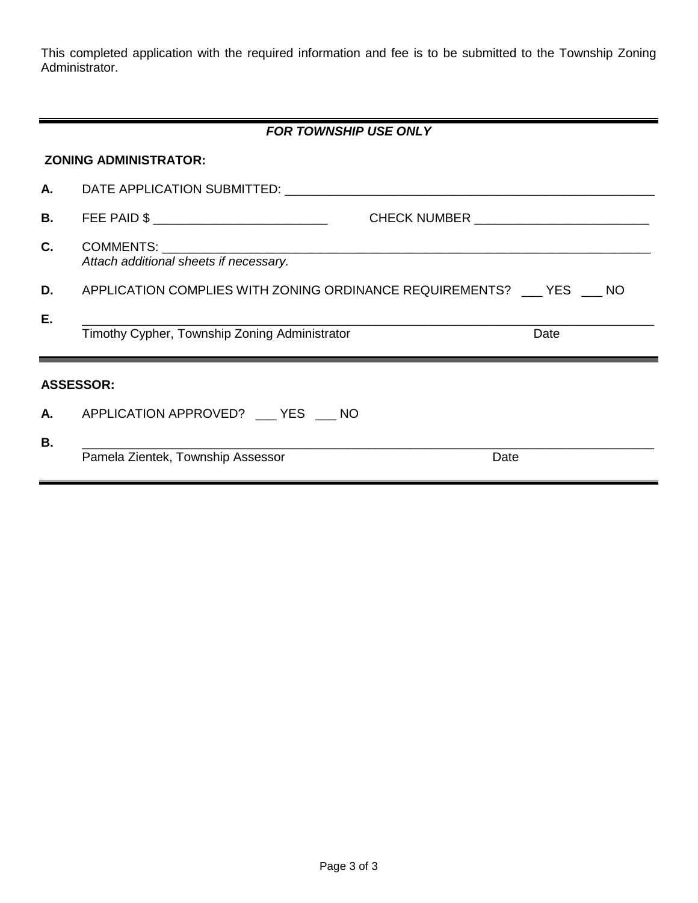This completed application with the required information and fee is to be submitted to the Township Zoning Administrator.

---

***FOR TOWNSHIP USE ONLY***

**ZONING ADMINISTRATOR:**

**A.** DATE APPLICATION SUBMITTED: ______________________________________________________

**B.** FEE PAID $ _________________________ CHECK NUMBER _________________________

**C.** COMMENTS: ___________________________________________________________________
*Attach additional sheets if necessary.*

**D.** APPLICATION COMPLIES WITH ZONING ORDINANCE REQUIREMENTS? ___ YES ___ NO

**E.** _______________________________________________________________________________
Timothy Cypher, Township Zoning Administrator Date

---

**ASSESSOR:**

**A.** APPLICATION APPROVED? ___ YES ___ NO

**B.** _______________________________________________________________________________
Pamela Zientek, Township Assessor Date

---